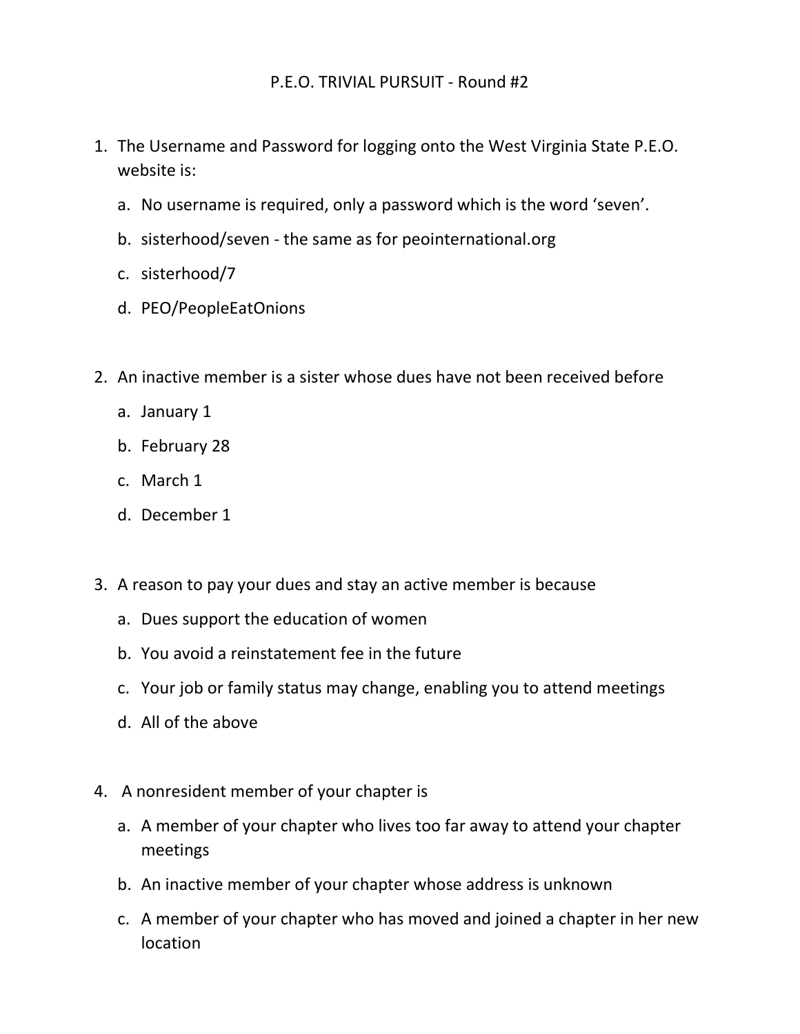# P.E.O. TRIVIAL PURSUIT - Round #2

1. The Username and Password for logging onto the West Virginia State P.E.O. website is:
   a. No username is required, only a password which is the word 'seven'.
   b. sisterhood/seven - the same as for peointernational.org
   c. sisterhood/7
   d. PEO/PeopleEatOnions

2. An inactive member is a sister whose dues have not been received before
   a. January 1
   b. February 28
   c. March 1
   d. December 1

3. A reason to pay your dues and stay an active member is because
   a. Dues support the education of women
   b. You avoid a reinstatement fee in the future
   c. Your job or family status may change, enabling you to attend meetings
   d. All of the above

4. A nonresident member of your chapter is
   a. A member of your chapter who lives too far away to attend your chapter meetings
   b. An inactive member of your chapter whose address is unknown
   c. A member of your chapter who has moved and joined a chapter in her new location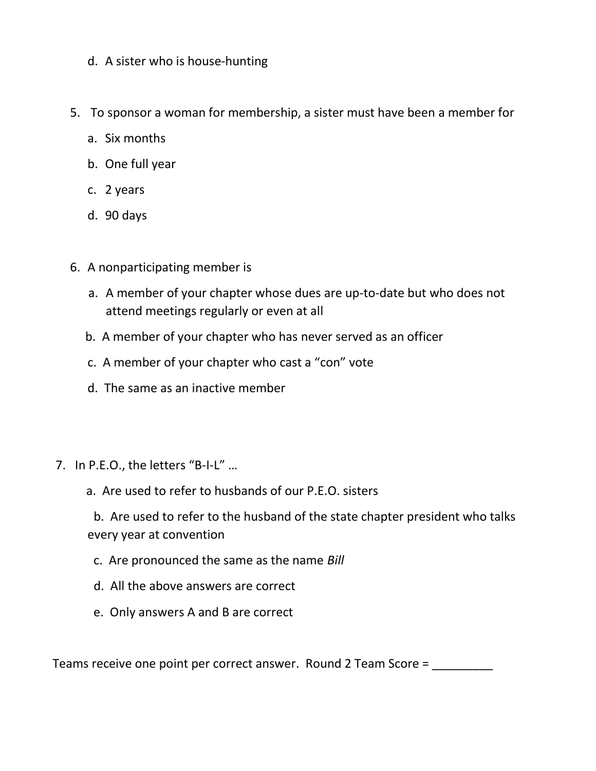d. A sister who is house-hunting

5. To sponsor a woman for membership, a sister must have been a member for
    a. Six months
    b. One full year
    c. 2 years
    d. 90 days

6. A nonparticipating member is
    a. A member of your chapter whose dues are up-to-date but who does not attend meetings regularly or even at all
    b. A member of your chapter who has never served as an officer
    c. A member of your chapter who cast a "con" vote
    d. The same as an inactive member

7. In P.E.O., the letters "B-I-L" …
    a. Are used to refer to husbands of our P.E.O. sisters
    b. Are used to refer to the husband of the state chapter president who talks every year at convention
    c. Are pronounced the same as the name *Bill*
    d. All the above answers are correct
    e. Only answers A and B are correct

Teams receive one point per correct answer. Round 2 Team Score = _________